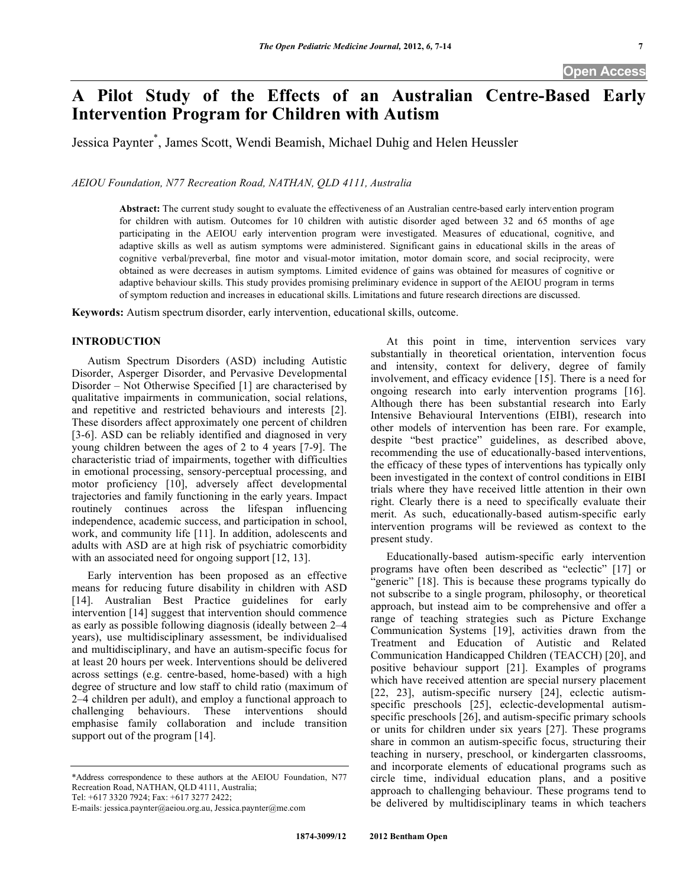# A Pilot Study of the Effects of an Australian Centre-Based Early Intervention Program for Children with Autism

Jessica Paynter*, James Scott, Wendi Beamish, Michael Duhig and Helen Heussler

*AEIOU Foundation, N77 Recreation Road, NATHAN, QLD 4111, Australia*

**Abstract:** The current study sought to evaluate the effectiveness of an Australian centre-based early intervention program for children with autism. Outcomes for 10 children with autistic disorder aged between 32 and 65 months of age participating in the AEIOU early intervention program were investigated. Measures of educational, cognitive, and adaptive skills as well as autism symptoms were administered. Significant gains in educational skills in the areas of cognitive verbal/preverbal, fine motor and visual-motor imitation, motor domain score, and social reciprocity, were obtained as were decreases in autism symptoms. Limited evidence of gains was obtained for measures of cognitive or adaptive behaviour skills. This study provides promising preliminary evidence in support of the AEIOU program in terms of symptom reduction and increases in educational skills. Limitations and future research directions are discussed.

**Keywords:** Autism spectrum disorder, early intervention, educational skills, outcome.

## INTRODUCTION

Autism Spectrum Disorders (ASD) including Autistic Disorder, Asperger Disorder, and Pervasive Developmental Disorder – Not Otherwise Specified [1] are characterised by qualitative impairments in communication, social relations, and repetitive and restricted behaviours and interests [2]. These disorders affect approximately one percent of children [3-6]. ASD can be reliably identified and diagnosed in very young children between the ages of 2 to 4 years [7-9]. The characteristic triad of impairments, together with difficulties in emotional processing, sensory-perceptual processing, and motor proficiency [10], adversely affect developmental trajectories and family functioning in the early years. Impact routinely continues across the lifespan influencing independence, academic success, and participation in school, work, and community life [11]. In addition, adolescents and adults with ASD are at high risk of psychiatric comorbidity with an associated need for ongoing support [12, 13].

Early intervention has been proposed as an effective means for reducing future disability in children with ASD [14]. Australian Best Practice guidelines for early intervention [14] suggest that intervention should commence as early as possible following diagnosis (ideally between 2–4 years), use multidisciplinary assessment, be individualised and multidisciplinary, and have an autism-specific focus for at least 20 hours per week. Interventions should be delivered across settings (e.g. centre-based, home-based) with a high degree of structure and low staff to child ratio (maximum of 2–4 children per adult), and employ a functional approach to challenging behaviours. These interventions should emphasise family collaboration and include transition support out of the program [14].

At this point in time, intervention services vary substantially in theoretical orientation, intervention focus and intensity, context for delivery, degree of family involvement, and efficacy evidence [15]. There is a need for ongoing research into early intervention programs [16]. Although there has been substantial research into Early Intensive Behavioural Interventions (EIBI), research into other models of intervention has been rare. For example, despite "best practice" guidelines, as described above, recommending the use of educationally-based interventions, the efficacy of these types of interventions has typically only been investigated in the context of control conditions in EIBI trials where they have received little attention in their own right. Clearly there is a need to specifically evaluate their merit. As such, educationally-based autism-specific early intervention programs will be reviewed as context to the present study.

Educationally-based autism-specific early intervention programs have often been described as "eclectic" [17] or "generic" [18]. This is because these programs typically do not subscribe to a single program, philosophy, or theoretical approach, but instead aim to be comprehensive and offer a range of teaching strategies such as Picture Exchange Communication Systems [19], activities drawn from the Treatment and Education of Autistic and Related Communication Handicapped Children (TEACCH) [20], and positive behaviour support [21]. Examples of programs which have received attention are special nursery placement [22, 23], autism-specific nursery [24], eclectic autism-specific preschools [25], eclectic-developmental autism-specific preschools [26], and autism-specific primary schools or units for children under six years [27]. These programs share in common an autism-specific focus, structuring their teaching in nursery, preschool, or kindergarten classrooms, and incorporate elements of educational programs such as circle time, individual education plans, and a positive approach to challenging behaviour. These programs tend to be delivered by multidisciplinary teams in which teachers

*Address correspondence to these authors at the AEIOU Foundation, N77 Recreation Road, NATHAN, QLD 4111, Australia; Tel: +617 3320 7924; Fax: +617 3277 2422; E-mails: jessica.paynter@aeiou.org.au, Jessica.paynter@me.com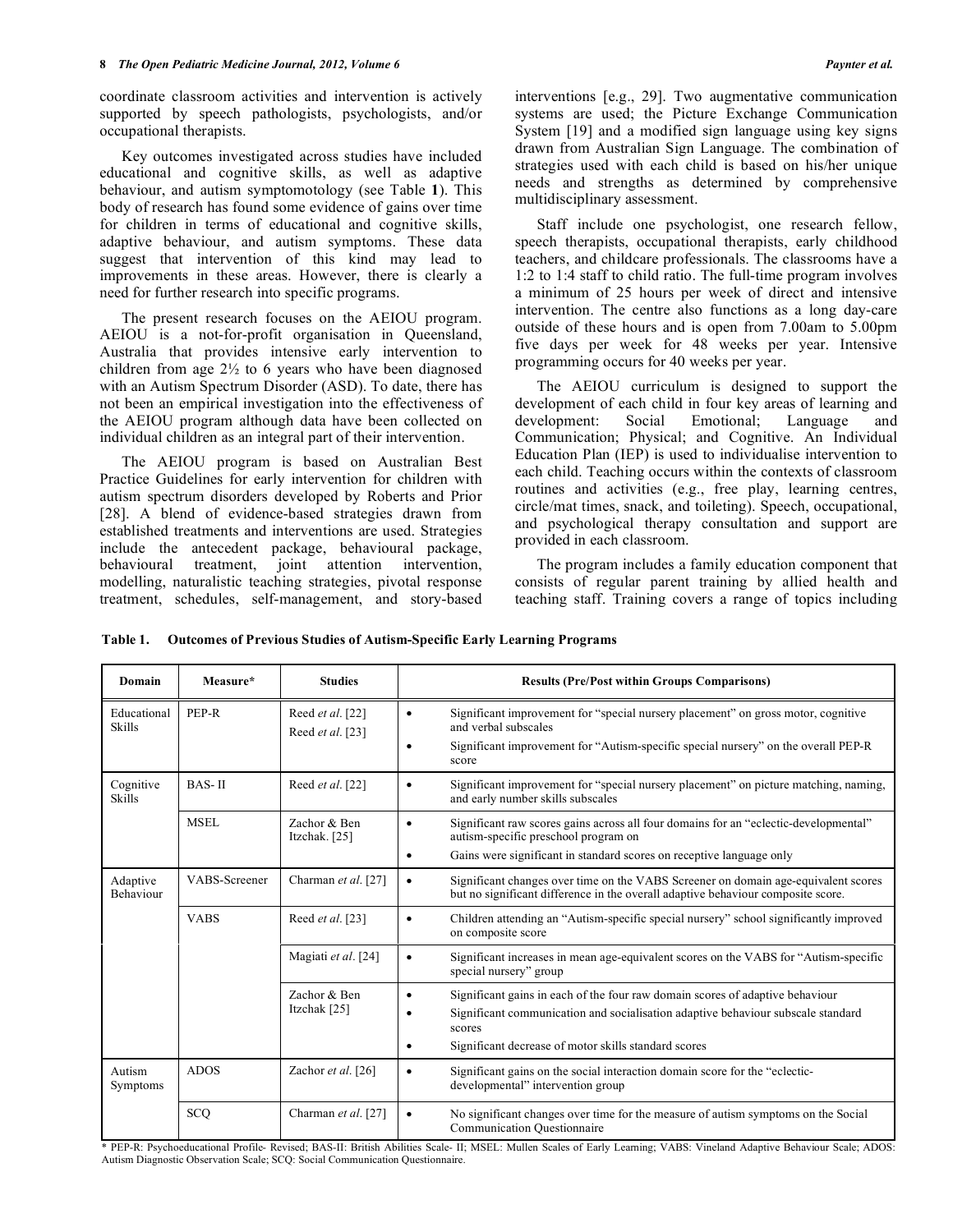coordinate classroom activities and intervention is actively supported by speech pathologists, psychologists, and/or occupational therapists.

Key outcomes investigated across studies have included educational and cognitive skills, as well as adaptive behaviour, and autism symptomotology (see Table **1**). This body of research has found some evidence of gains over time for children in terms of educational and cognitive skills, adaptive behaviour, and autism symptoms. These data suggest that intervention of this kind may lead to improvements in these areas. However, there is clearly a need for further research into specific programs.

The present research focuses on the AEIOU program. AEIOU is a not-for-profit organisation in Queensland, Australia that provides intensive early intervention to children from age 2½ to 6 years who have been diagnosed with an Autism Spectrum Disorder (ASD). To date, there has not been an empirical investigation into the effectiveness of the AEIOU program although data have been collected on individual children as an integral part of their intervention.

The AEIOU program is based on Australian Best Practice Guidelines for early intervention for children with autism spectrum disorders developed by Roberts and Prior [28]. A blend of evidence-based strategies drawn from established treatments and interventions are used. Strategies include the antecedent package, behavioural package, behavioural treatment, joint attention intervention, modelling, naturalistic teaching strategies, pivotal response treatment, schedules, self-management, and story-based interventions [e.g., 29]. Two augmentative communication systems are used; the Picture Exchange Communication System [19] and a modified sign language using key signs drawn from Australian Sign Language. The combination of strategies used with each child is based on his/her unique needs and strengths as determined by comprehensive multidisciplinary assessment.

Staff include one psychologist, one research fellow, speech therapists, occupational therapists, early childhood teachers, and childcare professionals. The classrooms have a 1:2 to 1:4 staff to child ratio. The full-time program involves a minimum of 25 hours per week of direct and intensive intervention. The centre also functions as a long day-care outside of these hours and is open from 7.00am to 5.00pm five days per week for 48 weeks per year. Intensive programming occurs for 40 weeks per year.

The AEIOU curriculum is designed to support the development of each child in four key areas of learning and development: Social Emotional; Language and Communication; Physical; and Cognitive. An Individual Education Plan (IEP) is used to individualise intervention to each child. Teaching occurs within the contexts of classroom routines and activities (e.g., free play, learning centres, circle/mat times, snack, and toileting). Speech, occupational, and psychological therapy consultation and support are provided in each classroom.

The program includes a family education component that consists of regular parent training by allied health and teaching staff. Training covers a range of topics including

**Table 1. Outcomes of Previous Studies of Autism-Specific Early Learning Programs**

| Domain | Measure* | Studies | Results (Pre/Post within Groups Comparisons) |
|---|---|---|---|
| Educational Skills | PEP-R | Reed *et al*. [22]<br>Reed *et al*. [23] | • Significant improvement for "special nursery placement" on gross motor, cognitive and verbal subscales<br>• Significant improvement for "Autism-specific special nursery" on the overall PEP-R score |
| Cognitive Skills | BAS- II | Reed *et al*. [22] | • Significant improvement for "special nursery placement" on picture matching, naming, and early number skills subscales |
| | MSEL | Zachor & Ben Itzchak. [25] | • Significant raw scores gains across all four domains for an "eclectic-developmental" autism-specific preschool program on<br>• Gains were significant in standard scores on receptive language only |
| Adaptive Behaviour | VABS-Screener | Charman *et al*. [27] | • Significant changes over time on the VABS Screener on domain age-equivalent scores but no significant difference in the overall adaptive behaviour composite score. |
| | VABS | Reed *et al*. [23] | • Children attending an "Autism-specific special nursery" school significantly improved on composite score |
| | | Magiati *et al*. [24] | • Significant increases in mean age-equivalent scores on the VABS for "Autism-specific special nursery" group |
| | | Zachor & Ben Itzchak [25] | • Significant gains in each of the four raw domain scores of adaptive behaviour<br>• Significant communication and socialisation adaptive behaviour subscale standard scores<br>• Significant decrease of motor skills standard scores |
| Autism Symptoms | ADOS | Zachor *et al*. [26] | • Significant gains on the social interaction domain score for the "eclectic-developmental" intervention group |
| | SCQ | Charman *et al*. [27] | • No significant changes over time for the measure of autism symptoms on the Social Communication Questionnaire |

* PEP-R: Psychoeducational Profile- Revised; BAS-II: British Abilities Scale- II; MSEL: Mullen Scales of Early Learning; VABS: Vineland Adaptive Behaviour Scale; ADOS: Autism Diagnostic Observation Scale; SCQ: Social Communication Questionnaire.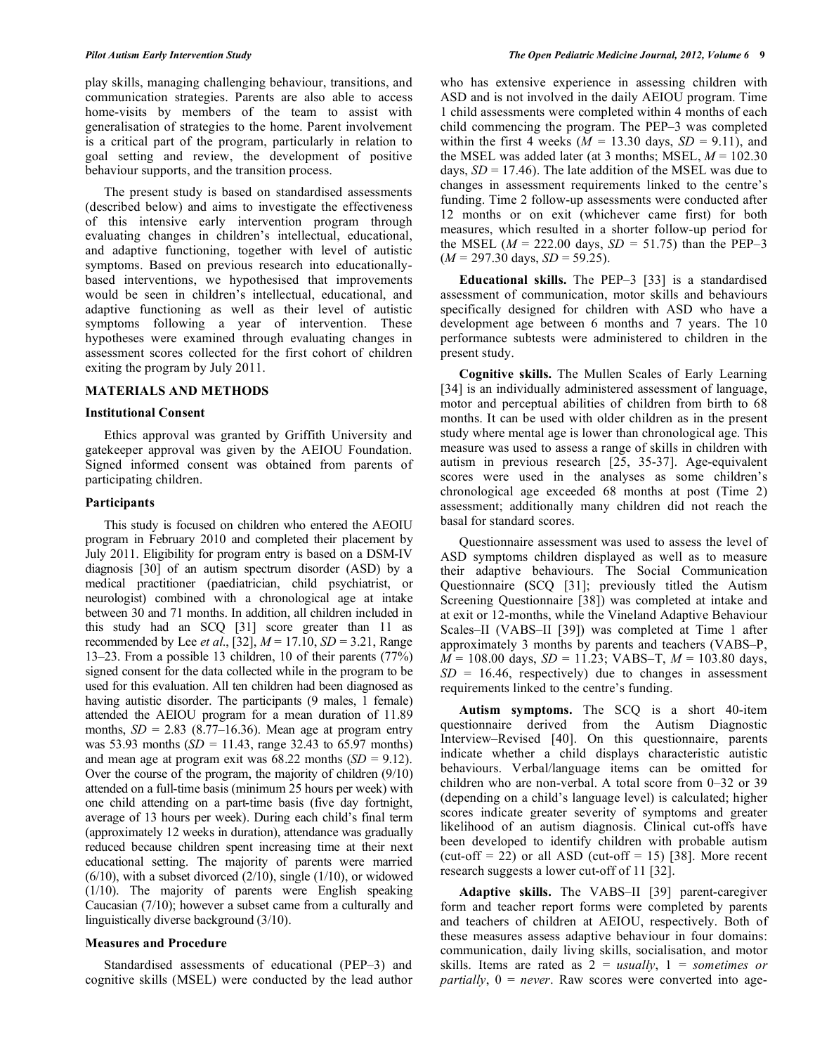play skills, managing challenging behaviour, transitions, and communication strategies. Parents are also able to access home-visits by members of the team to assist with generalisation of strategies to the home. Parent involvement is a critical part of the program, particularly in relation to goal setting and review, the development of positive behaviour supports, and the transition process.

The present study is based on standardised assessments (described below) and aims to investigate the effectiveness of this intensive early intervention program through evaluating changes in children's intellectual, educational, and adaptive functioning, together with level of autistic symptoms. Based on previous research into educationally-based interventions, we hypothesised that improvements would be seen in children's intellectual, educational, and adaptive functioning as well as their level of autistic symptoms following a year of intervention. These hypotheses were examined through evaluating changes in assessment scores collected for the first cohort of children exiting the program by July 2011.

## MATERIALS AND METHODS

### Institutional Consent

Ethics approval was granted by Griffith University and gatekeeper approval was given by the AEIOU Foundation. Signed informed consent was obtained from parents of participating children.

### Participants

This study is focused on children who entered the AEOIU program in February 2010 and completed their placement by July 2011. Eligibility for program entry is based on a DSM-IV diagnosis [30] of an autism spectrum disorder (ASD) by a medical practitioner (paediatrician, child psychiatrist, or neurologist) combined with a chronological age at intake between 30 and 71 months. In addition, all children included in this study had an SCQ [31] score greater than 11 as recommended by Lee *et al*., [32], $M = 17.10$, $SD = 3.21$, Range 13–23. From a possible 13 children, 10 of their parents (77%) signed consent for the data collected while in the program to be used for this evaluation. All ten children had been diagnosed as having autistic disorder. The participants (9 males, 1 female) attended the AEIOU program for a mean duration of 11.89 months, $SD = 2.83$ (8.77–16.36). Mean age at program entry was 53.93 months ($SD = 11.43$, range 32.43 to 65.97 months) and mean age at program exit was 68.22 months ($SD = 9.12$). Over the course of the program, the majority of children (9/10) attended on a full-time basis (minimum 25 hours per week) with one child attending on a part-time basis (five day fortnight, average of 13 hours per week). During each child's final term (approximately 12 weeks in duration), attendance was gradually reduced because children spent increasing time at their next educational setting. The majority of parents were married (6/10), with a subset divorced (2/10), single (1/10), or widowed (1/10). The majority of parents were English speaking Caucasian (7/10); however a subset came from a culturally and linguistically diverse background (3/10).

### Measures and Procedure

Standardised assessments of educational (PEP–3) and cognitive skills (MSEL) were conducted by the lead author who has extensive experience in assessing children with ASD and is not involved in the daily AEIOU program. Time 1 child assessments were completed within 4 months of each child commencing the program. The PEP–3 was completed within the first 4 weeks ($M = 13.30$ days, $SD = 9.11$), and the MSEL was added later (at 3 months; MSEL, $M = 102.30$ days, $SD = 17.46$). The late addition of the MSEL was due to changes in assessment requirements linked to the centre's funding. Time 2 follow-up assessments were conducted after 12 months or on exit (whichever came first) for both measures, which resulted in a shorter follow-up period for the MSEL ($M = 222.00$ days, $SD = 51.75$) than the PEP–3 ($M = 297.30$ days, $SD = 59.25$).

**Educational skills.** The PEP–3 [33] is a standardised assessment of communication, motor skills and behaviours specifically designed for children with ASD who have a development age between 6 months and 7 years. The 10 performance subtests were administered to children in the present study.

**Cognitive skills.** The Mullen Scales of Early Learning [34] is an individually administered assessment of language, motor and perceptual abilities of children from birth to 68 months. It can be used with older children as in the present study where mental age is lower than chronological age. This measure was used to assess a range of skills in children with autism in previous research [25, 35-37]. Age-equivalent scores were used in the analyses as some children's chronological age exceeded 68 months at post (Time 2) assessment; additionally many children did not reach the basal for standard scores.

Questionnaire assessment was used to assess the level of ASD symptoms children displayed as well as to measure their adaptive behaviours. The Social Communication Questionnaire (SCQ [31]; previously titled the Autism Screening Questionnaire [38]) was completed at intake and at exit or at 12-months, while the Vineland Adaptive Behaviour Scales–II (VABS–II [39]) was completed at Time 1 after approximately 3 months by parents and teachers (VABS–P, $M = 108.00$ days, $SD = 11.23$; VABS–T, $M = 103.80$ days, $SD = 16.46$, respectively) due to changes in assessment requirements linked to the centre's funding.

**Autism symptoms.** The SCQ is a short 40-item questionnaire derived from the Autism Diagnostic Interview–Revised [40]. On this questionnaire, parents indicate whether a child displays characteristic autistic behaviours. Verbal/language items can be omitted for children who are non-verbal. A total score from 0–32 or 39 (depending on a child's language level) is calculated; higher scores indicate greater severity of symptoms and greater likelihood of an autism diagnosis. Clinical cut-offs have been developed to identify children with probable autism (cut-off = 22) or all ASD (cut-off = 15) [38]. More recent research suggests a lower cut-off of 11 [32].

**Adaptive skills.** The VABS–II [39] parent-caregiver form and teacher report forms were completed by parents and teachers of children at AEIOU, respectively. Both of these measures assess adaptive behaviour in four domains: communication, daily living skills, socialisation, and motor skills. Items are rated as 2 = *usually*, 1 = *sometimes or partially*, 0 = *never*. Raw scores were converted into age-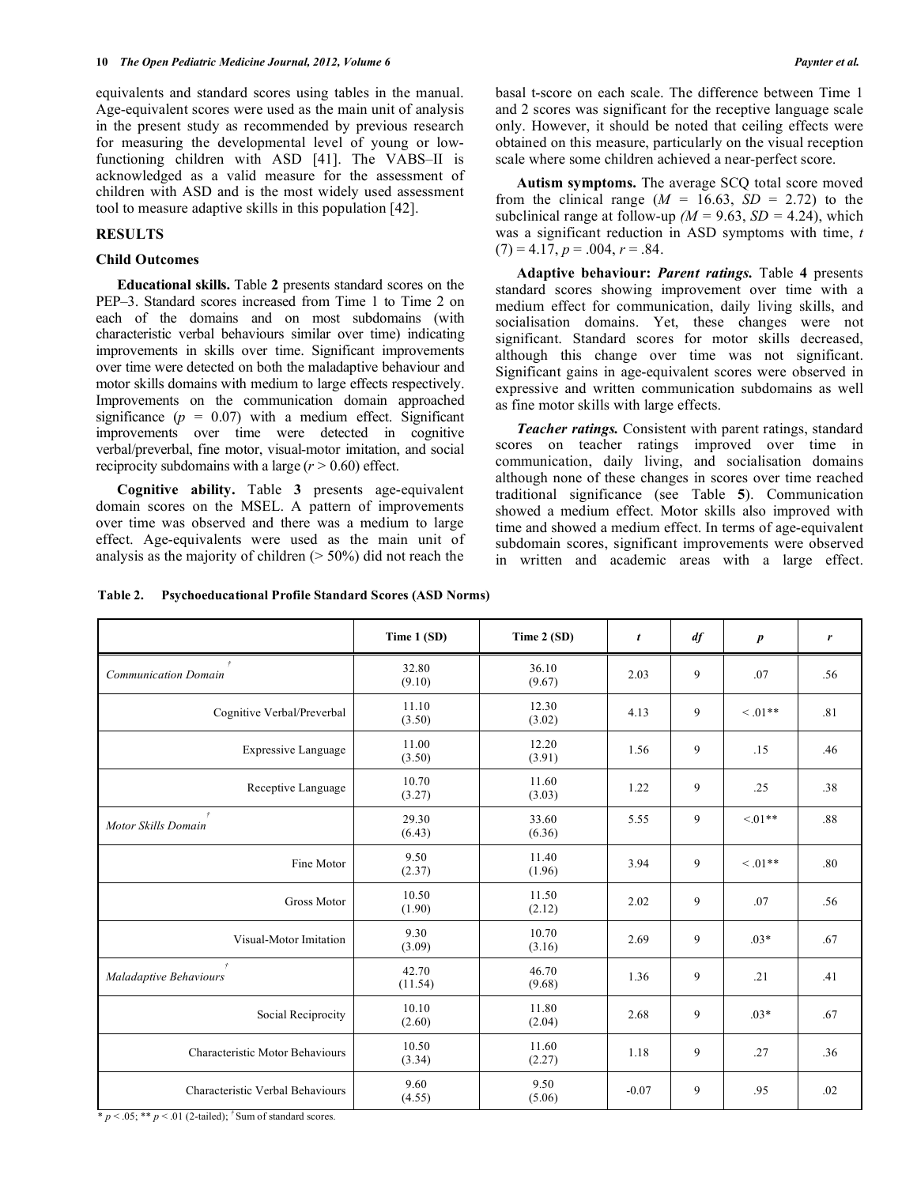equivalents and standard scores using tables in the manual. Age-equivalent scores were used as the main unit of analysis in the present study as recommended by previous research for measuring the developmental level of young or low-functioning children with ASD [41]. The VABS–II is acknowledged as a valid measure for the assessment of children with ASD and is the most widely used assessment tool to measure adaptive skills in this population [42].

## RESULTS

### Child Outcomes

**Educational skills.** Table **2** presents standard scores on the PEP–3. Standard scores increased from Time 1 to Time 2 on each of the domains and on most subdomains (with characteristic verbal behaviours similar over time) indicating improvements in skills over time. Significant improvements over time were detected on both the maladaptive behaviour and motor skills domains with medium to large effects respectively. Improvements on the communication domain approached significance ($p$ = 0.07) with a medium effect. Significant improvements over time were detected in cognitive verbal/preverbal, fine motor, visual-motor imitation, and social reciprocity subdomains with a large ($r > 0.60$) effect.

**Cognitive ability.** Table **3** presents age-equivalent domain scores on the MSEL. A pattern of improvements over time was observed and there was a medium to large effect. Age-equivalents were used as the main unit of analysis as the majority of children (> 50%) did not reach the basal t-score on each scale. The difference between Time 1 and 2 scores was significant for the receptive language scale only. However, it should be noted that ceiling effects were obtained on this measure, particularly on the visual reception scale where some children achieved a near-perfect score.

**Autism symptoms.** The average SCQ total score moved from the clinical range ($M$ = 16.63, $SD$ = 2.72) to the subclinical range at follow-up ($M$ = 9.63, $SD$ = 4.24), which was a significant reduction in ASD symptoms with time, $t$ (7) = 4.17, $p$ = .004, $r$ = .84.

**Adaptive behaviour: *Parent ratings.*** Table **4** presents standard scores showing improvement over time with a medium effect for communication, daily living skills, and socialisation domains. Yet, these changes were not significant. Standard scores for motor skills decreased, although this change over time was not significant. Significant gains in age-equivalent scores were observed in expressive and written communication subdomains as well as fine motor skills with large effects.

***Teacher ratings.*** Consistent with parent ratings, standard scores on teacher ratings improved over time in communication, daily living, and socialisation domains although none of these changes in scores over time reached traditional significance (see Table **5**). Communication showed a medium effect. Motor skills also improved with time and showed a medium effect. In terms of age-equivalent subdomain scores, significant improvements were observed in written and academic areas with a large effect.

**Table 2. Psychoeducational Profile Standard Scores (ASD Norms)**

| | Time 1 (SD) | Time 2 (SD) | $t$ | $df$ | $p$ | $r$ |
|---|---|---|---|---|---|---|
| *Communication Domain*[†] | 32.80 (9.10) | 36.10 (9.67) | 2.03 | 9 | .07 | .56 |
| Cognitive Verbal/Preverbal | 11.10 (3.50) | 12.30 (3.02) | 4.13 | 9 | < .01** | .81 |
| Expressive Language | 11.00 (3.50) | 12.20 (3.91) | 1.56 | 9 | .15 | .46 |
| Receptive Language | 10.70 (3.27) | 11.60 (3.03) | 1.22 | 9 | .25 | .38 |
| *Motor Skills Domain*[†] | 29.30 (6.43) | 33.60 (6.36) | 5.55 | 9 | <.01** | .88 |
| Fine Motor | 9.50 (2.37) | 11.40 (1.96) | 3.94 | 9 | < .01** | .80 |
| Gross Motor | 10.50 (1.90) | 11.50 (2.12) | 2.02 | 9 | .07 | .56 |
| Visual-Motor Imitation | 9.30 (3.09) | 10.70 (3.16) | 2.69 | 9 | .03* | .67 |
| *Maladaptive Behaviours*[†] | 42.70 (11.54) | 46.70 (9.68) | 1.36 | 9 | .21 | .41 |
| Social Reciprocity | 10.10 (2.60) | 11.80 (2.04) | 2.68 | 9 | .03* | .67 |
| Characteristic Motor Behaviours | 10.50 (3.34) | 11.60 (2.27) | 1.18 | 9 | .27 | .36 |
| Characteristic Verbal Behaviours | 9.60 (4.55) | 9.50 (5.06) | -0.07 | 9 | .95 | .02 |

\* $p < .05$; ** $p < .01$ (2-tailed); † Sum of standard scores.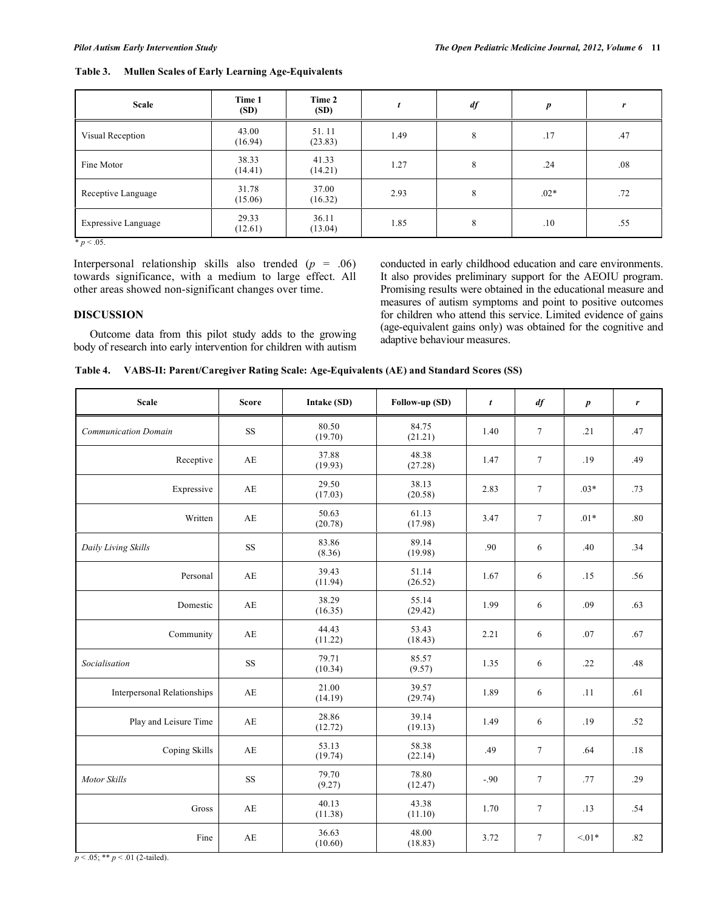**Table 3. Mullen Scales of Early Learning Age-Equivalents**

| Scale | Time 1 (SD) | Time 2 (SD) | *t* | *df* | *p* | *r* |
|---|---|---|---|---|---|---|
| Visual Reception | 43.00 (16.94) | 51. 11 (23.83) | 1.49 | 8 | .17 | .47 |
| Fine Motor | 38.33 (14.41) | 41.33 (14.21) | 1.27 | 8 | .24 | .08 |
| Receptive Language | 31.78 (15.06) | 37.00 (16.32) | 2.93 | 8 | .02* | .72 |
| Expressive Language | 29.33 (12.61) | 36.11 (13.04) | 1.85 | 8 | .10 | .55 |

\* $p < .05$.

Interpersonal relationship skills also trended ($p$ = .06) towards significance, with a medium to large effect. All other areas showed non-significant changes over time.

## DISCUSSION

Outcome data from this pilot study adds to the growing body of research into early intervention for children with autism conducted in early childhood education and care environments. It also provides preliminary support for the AEOIU program. Promising results were obtained in the educational measure and measures of autism symptoms and point to positive outcomes for children who attend this service. Limited evidence of gains (age-equivalent gains only) was obtained for the cognitive and adaptive behaviour measures.

**Table 4. VABS-II: Parent/Caregiver Rating Scale: Age-Equivalents (AE) and Standard Scores (SS)**

| Scale | Score | Intake (SD) | Follow-up (SD) | *t* | *df* | *p* | *r* |
|---|---|---|---|---|---|---|---|
| *Communication Domain* | SS | 80.50 (19.70) | 84.75 (21.21) | 1.40 | 7 | .21 | .47 |
| Receptive | AE | 37.88 (19.93) | 48.38 (27.28) | 1.47 | 7 | .19 | .49 |
| Expressive | AE | 29.50 (17.03) | 38.13 (20.58) | 2.83 | 7 | .03* | .73 |
| Written | AE | 50.63 (20.78) | 61.13 (17.98) | 3.47 | 7 | .01* | .80 |
| *Daily Living Skills* | SS | 83.86 (8.36) | 89.14 (19.98) | .90 | 6 | .40 | .34 |
| Personal | AE | 39.43 (11.94) | 51.14 (26.52) | 1.67 | 6 | .15 | .56 |
| Domestic | AE | 38.29 (16.35) | 55.14 (29.42) | 1.99 | 6 | .09 | .63 |
| Community | AE | 44.43 (11.22) | 53.43 (18.43) | 2.21 | 6 | .07 | .67 |
| *Socialisation* | SS | 79.71 (10.34) | 85.57 (9.57) | 1.35 | 6 | .22 | .48 |
| Interpersonal Relationships | AE | 21.00 (14.19) | 39.57 (29.74) | 1.89 | 6 | .11 | .61 |
| Play and Leisure Time | AE | 28.86 (12.72) | 39.14 (19.13) | 1.49 | 6 | .19 | .52 |
| Coping Skills | AE | 53.13 (19.74) | 58.38 (22.14) | .49 | 7 | .64 | .18 |
| *Motor Skills* | SS | 79.70 (9.27) | 78.80 (12.47) | -.90 | 7 | .77 | .29 |
| Gross | AE | 40.13 (11.38) | 43.38 (11.10) | 1.70 | 7 | .13 | .54 |
| Fine | AE | 36.63 (10.60) | 48.00 (18.83) | 3.72 | 7 | <.01* | .82 |

$p < .05$; ** $p < .01$ (2-tailed).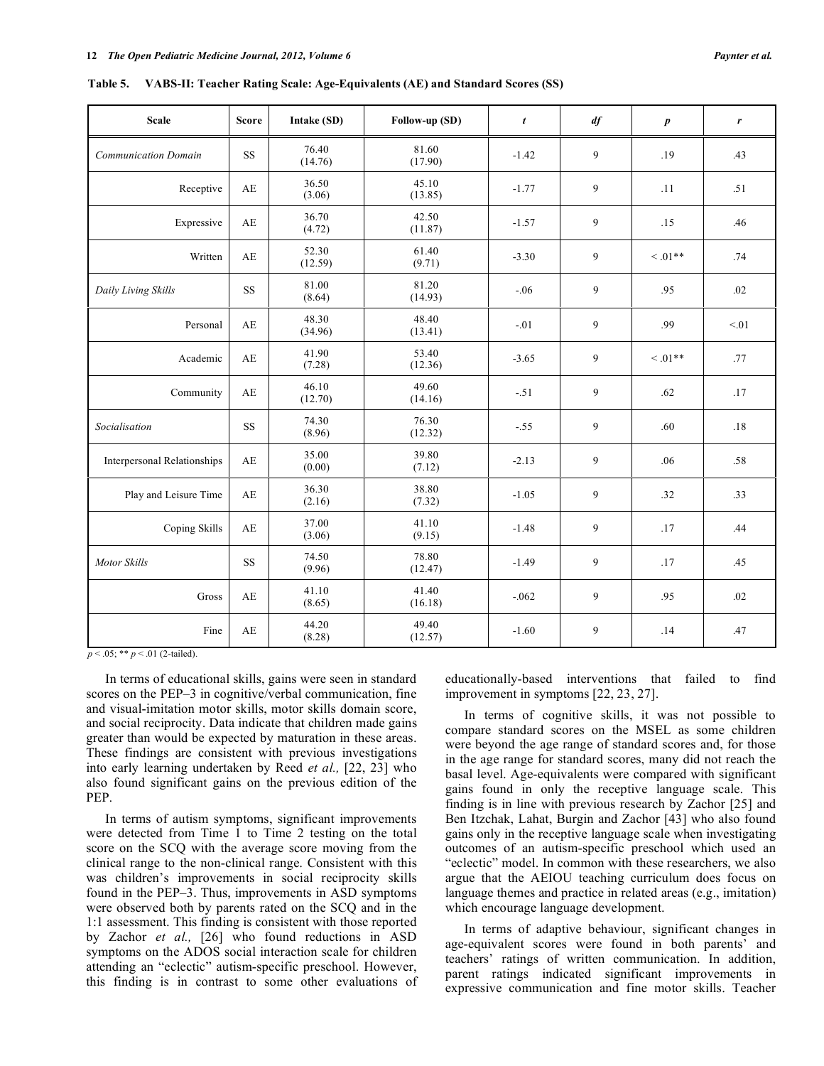**Table 5. VABS-II: Teacher Rating Scale: Age-Equivalents (AE) and Standard Scores (SS)**

| Scale | Score | Intake (SD) | Follow-up (SD) | *t* | *df* | *p* | *r* |
|---|---|---|---|---|---|---|---|
| *Communication Domain* | SS | 76.40 (14.76) | 81.60 (17.90) | -1.42 | 9 | .19 | .43 |
| Receptive | AE | 36.50 (3.06) | 45.10 (13.85) | -1.77 | 9 | .11 | .51 |
| Expressive | AE | 36.70 (4.72) | 42.50 (11.87) | -1.57 | 9 | .15 | .46 |
| Written | AE | 52.30 (12.59) | 61.40 (9.71) | -3.30 | 9 | < .01** | .74 |
| *Daily Living Skills* | SS | 81.00 (8.64) | 81.20 (14.93) | -.06 | 9 | .95 | .02 |
| Personal | AE | 48.30 (34.96) | 48.40 (13.41) | -.01 | 9 | .99 | <.01 |
| Academic | AE | 41.90 (7.28) | 53.40 (12.36) | -3.65 | 9 | < .01** | .77 |
| Community | AE | 46.10 (12.70) | 49.60 (14.16) | -.51 | 9 | .62 | .17 |
| *Socialisation* | SS | 74.30 (8.96) | 76.30 (12.32) | -.55 | 9 | .60 | .18 |
| Interpersonal Relationships | AE | 35.00 (0.00) | 39.80 (7.12) | -2.13 | 9 | .06 | .58 |
| Play and Leisure Time | AE | 36.30 (2.16) | 38.80 (7.32) | -1.05 | 9 | .32 | .33 |
| Coping Skills | AE | 37.00 (3.06) | 41.10 (9.15) | -1.48 | 9 | .17 | .44 |
| *Motor Skills* | SS | 74.50 (9.96) | 78.80 (12.47) | -1.49 | 9 | .17 | .45 |
| Gross | AE | 41.10 (8.65) | 41.40 (16.18) | -.062 | 9 | .95 | .02 |
| Fine | AE | 44.20 (8.28) | 49.40 (12.57) | -1.60 | 9 | .14 | .47 |

$p < .05$; ** $p < .01$ (2-tailed).

In terms of educational skills, gains were seen in standard scores on the PEP–3 in cognitive/verbal communication, fine and visual-imitation motor skills, motor skills domain score, and social reciprocity. Data indicate that children made gains greater than would be expected by maturation in these areas. These findings are consistent with previous investigations into early learning undertaken by Reed *et al.,* [22, 23] who also found significant gains on the previous edition of the PEP.

In terms of autism symptoms, significant improvements were detected from Time 1 to Time 2 testing on the total score on the SCQ with the average score moving from the clinical range to the non-clinical range. Consistent with this was children's improvements in social reciprocity skills found in the PEP–3. Thus, improvements in ASD symptoms were observed both by parents rated on the SCQ and in the 1:1 assessment. This finding is consistent with those reported by Zachor *et al.,* [26] who found reductions in ASD symptoms on the ADOS social interaction scale for children attending an "eclectic" autism-specific preschool. However, this finding is in contrast to some other evaluations of educationally-based interventions that failed to find improvement in symptoms [22, 23, 27].

In terms of cognitive skills, it was not possible to compare standard scores on the MSEL as some children were beyond the age range of standard scores and, for those in the age range for standard scores, many did not reach the basal level. Age-equivalents were compared with significant gains found in only the receptive language scale. This finding is in line with previous research by Zachor [25] and Ben Itzchak, Lahat, Burgin and Zachor [43] who also found gains only in the receptive language scale when investigating outcomes of an autism-specific preschool which used an "eclectic" model. In common with these researchers, we also argue that the AEIOU teaching curriculum does focus on language themes and practice in related areas (e.g., imitation) which encourage language development.

In terms of adaptive behaviour, significant changes in age-equivalent scores were found in both parents' and teachers' ratings of written communication. In addition, parent ratings indicated significant improvements in expressive communication and fine motor skills. Teacher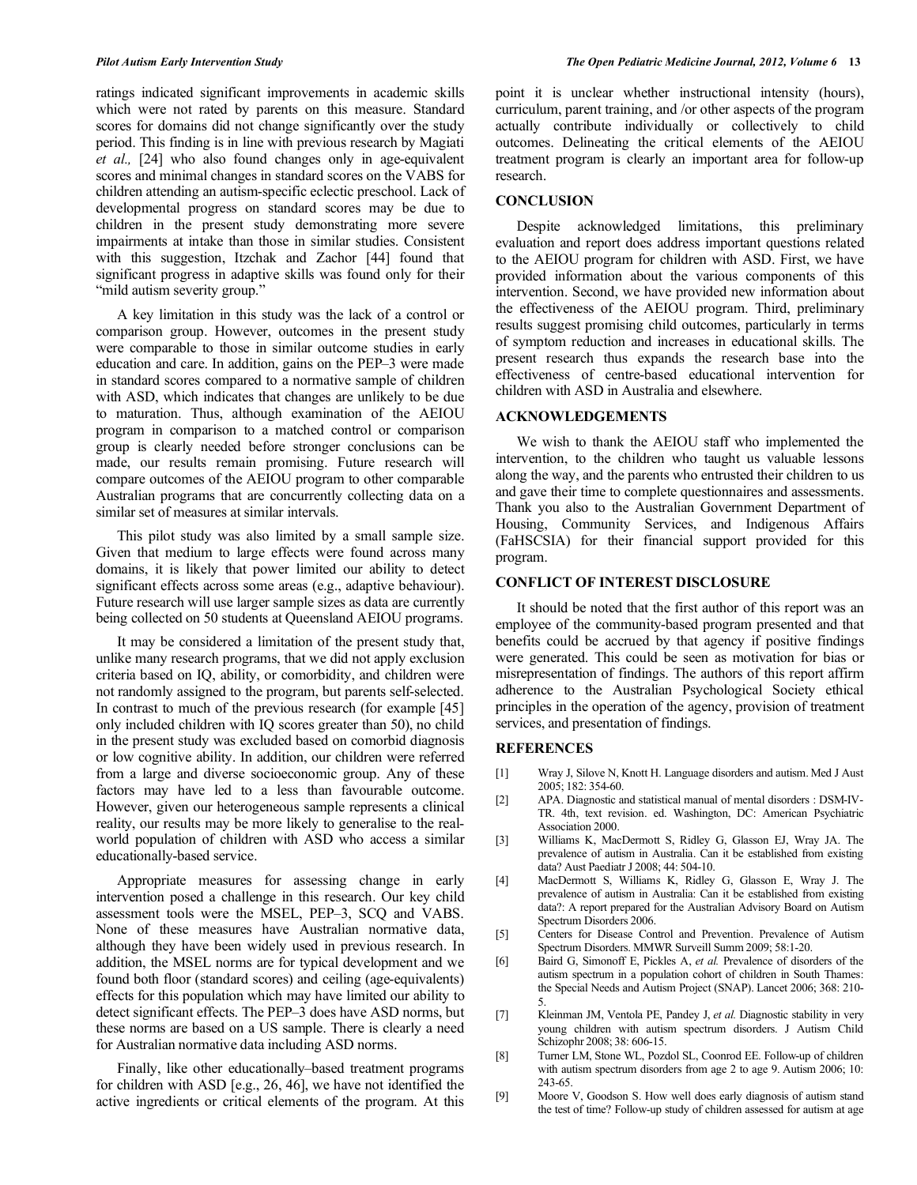ratings indicated significant improvements in academic skills which were not rated by parents on this measure. Standard scores for domains did not change significantly over the study period. This finding is in line with previous research by Magiati *et al.,* [24] who also found changes only in age-equivalent scores and minimal changes in standard scores on the VABS for children attending an autism-specific eclectic preschool. Lack of developmental progress on standard scores may be due to children in the present study demonstrating more severe impairments at intake than those in similar studies. Consistent with this suggestion, Itzchak and Zachor [44] found that significant progress in adaptive skills was found only for their "mild autism severity group."

A key limitation in this study was the lack of a control or comparison group. However, outcomes in the present study were comparable to those in similar outcome studies in early education and care. In addition, gains on the PEP–3 were made in standard scores compared to a normative sample of children with ASD, which indicates that changes are unlikely to be due to maturation. Thus, although examination of the AEIOU program in comparison to a matched control or comparison group is clearly needed before stronger conclusions can be made, our results remain promising. Future research will compare outcomes of the AEIOU program to other comparable Australian programs that are concurrently collecting data on a similar set of measures at similar intervals.

This pilot study was also limited by a small sample size. Given that medium to large effects were found across many domains, it is likely that power limited our ability to detect significant effects across some areas (e.g., adaptive behaviour). Future research will use larger sample sizes as data are currently being collected on 50 students at Queensland AEIOU programs.

It may be considered a limitation of the present study that, unlike many research programs, that we did not apply exclusion criteria based on IQ, ability, or comorbidity, and children were not randomly assigned to the program, but parents self-selected. In contrast to much of the previous research (for example [45] only included children with IQ scores greater than 50), no child in the present study was excluded based on comorbid diagnosis or low cognitive ability. In addition, our children were referred from a large and diverse socioeconomic group. Any of these factors may have led to a less than favourable outcome. However, given our heterogeneous sample represents a clinical reality, our results may be more likely to generalise to the real-world population of children with ASD who access a similar educationally-based service.

Appropriate measures for assessing change in early intervention posed a challenge in this research. Our key child assessment tools were the MSEL, PEP–3, SCQ and VABS. None of these measures have Australian normative data, although they have been widely used in previous research. In addition, the MSEL norms are for typical development and we found both floor (standard scores) and ceiling (age-equivalents) effects for this population which may have limited our ability to detect significant effects. The PEP–3 does have ASD norms, but these norms are based on a US sample. There is clearly a need for Australian normative data including ASD norms.

Finally, like other educationally–based treatment programs for children with ASD [e.g., 26, 46], we have not identified the active ingredients or critical elements of the program. At this point it is unclear whether instructional intensity (hours), curriculum, parent training, and /or other aspects of the program actually contribute individually or collectively to child outcomes. Delineating the critical elements of the AEIOU treatment program is clearly an important area for follow-up research.

## CONCLUSION

Despite acknowledged limitations, this preliminary evaluation and report does address important questions related to the AEIOU program for children with ASD. First, we have provided information about the various components of this intervention. Second, we have provided new information about the effectiveness of the AEIOU program. Third, preliminary results suggest promising child outcomes, particularly in terms of symptom reduction and increases in educational skills. The present research thus expands the research base into the effectiveness of centre-based educational intervention for children with ASD in Australia and elsewhere.

## ACKNOWLEDGEMENTS

We wish to thank the AEIOU staff who implemented the intervention, to the children who taught us valuable lessons along the way, and the parents who entrusted their children to us and gave their time to complete questionnaires and assessments. Thank you also to the Australian Government Department of Housing, Community Services, and Indigenous Affairs (FaHSCSIA) for their financial support provided for this program.

## CONFLICT OF INTEREST DISCLOSURE

It should be noted that the first author of this report was an employee of the community-based program presented and that benefits could be accrued by that agency if positive findings were generated. This could be seen as motivation for bias or misrepresentation of findings. The authors of this report affirm adherence to the Australian Psychological Society ethical principles in the operation of the agency, provision of treatment services, and presentation of findings.

## REFERENCES

[1] Wray J, Silove N, Knott H. Language disorders and autism. Med J Aust 2005; 182: 354-60.

[2] APA. Diagnostic and statistical manual of mental disorders : DSM-IV-TR. 4th, text revision. ed. Washington, DC: American Psychiatric Association 2000.

[3] Williams K, MacDermott S, Ridley G, Glasson EJ, Wray JA. The prevalence of autism in Australia. Can it be established from existing data? Aust Paediatr J 2008; 44: 504-10.

[4] MacDermott S, Williams K, Ridley G, Glasson E, Wray J. The prevalence of autism in Australia: Can it be established from existing data?: A report prepared for the Australian Advisory Board on Autism Spectrum Disorders 2006.

[5] Centers for Disease Control and Prevention. Prevalence of Autism Spectrum Disorders. MMWR Surveill Summ 2009; 58:1-20.

[6] Baird G, Simonoff E, Pickles A, *et al.* Prevalence of disorders of the autism spectrum in a population cohort of children in South Thames: the Special Needs and Autism Project (SNAP). Lancet 2006; 368: 210-5.

[7] Kleinman JM, Ventola PE, Pandey J, *et al.* Diagnostic stability in very young children with autism spectrum disorders. J Autism Child Schizophr 2008; 38: 606-15.

[8] Turner LM, Stone WL, Pozdol SL, Coonrod EE. Follow-up of children with autism spectrum disorders from age 2 to age 9. Autism 2006; 10: 243-65.

[9] Moore V, Goodson S. How well does early diagnosis of autism stand the test of time? Follow-up study of children assessed for autism at age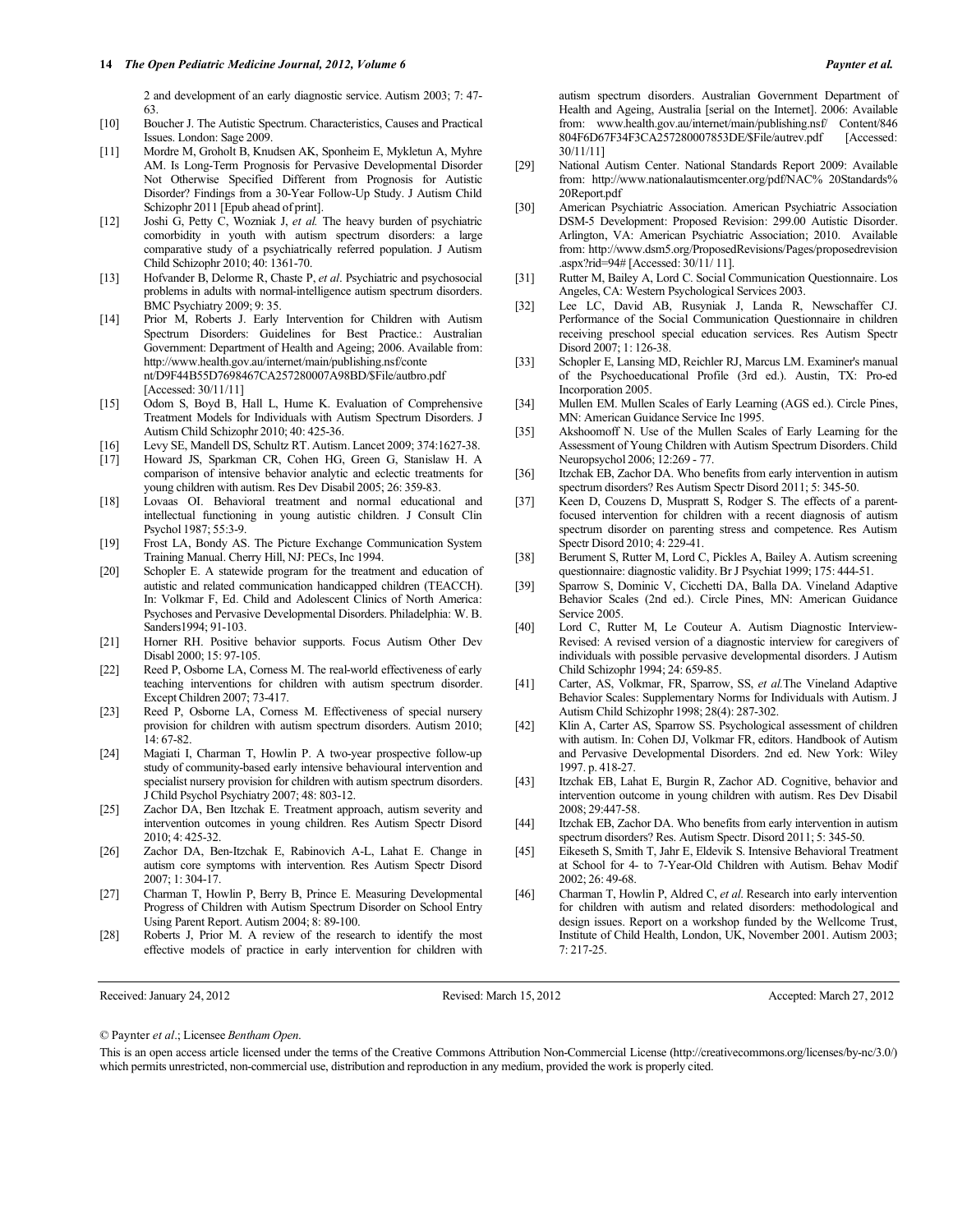2 and development of an early diagnostic service. Autism 2003; 7: 47-63.

[10] Boucher J. The Autistic Spectrum. Characteristics, Causes and Practical Issues. London: Sage 2009.

[11] Mordre M, Groholt B, Knudsen AK, Sponheim E, Mykletun A, Myhre AM. Is Long-Term Prognosis for Pervasive Developmental Disorder Not Otherwise Specified Different from Prognosis for Autistic Disorder? Findings from a 30-Year Follow-Up Study. J Autism Child Schizophr 2011 [Epub ahead of print].

[12] Joshi G, Petty C, Wozniak J, *et al.* The heavy burden of psychiatric comorbidity in youth with autism spectrum disorders: a large comparative study of a psychiatrically referred population. J Autism Child Schizophr 2010; 40: 1361-70.

[13] Hofvander B, Delorme R, Chaste P, *et al*. Psychiatric and psychosocial problems in adults with normal-intelligence autism spectrum disorders. BMC Psychiatry 2009; 9: 35.

[14] Prior M, Roberts J. Early Intervention for Children with Autism Spectrum Disorders: Guidelines for Best Practice.: Australian Government: Department of Health and Ageing; 2006. Available from: http://www.health.gov.au/internet/main/publishing.nsf/content/D9F44B55D7698467CA257280007A98BD/$File/autbro.pdf [Accessed: 30/11/11]

[15] Odom S, Boyd B, Hall L, Hume K. Evaluation of Comprehensive Treatment Models for Individuals with Autism Spectrum Disorders. J Autism Child Schizophr 2010; 40: 425-36.

[16] Levy SE, Mandell DS, Schultz RT. Autism. Lancet 2009; 374:1627-38.

[17] Howard JS, Sparkman CR, Cohen HG, Green G, Stanislaw H. A comparison of intensive behavior analytic and eclectic treatments for young children with autism. Res Dev Disabil 2005; 26: 359-83.

[18] Lovaas OI. Behavioral treatment and normal educational and intellectual functioning in young autistic children. J Consult Clin Psychol 1987; 55:3-9.

[19] Frost LA, Bondy AS. The Picture Exchange Communication System Training Manual. Cherry Hill, NJ: PECs, Inc 1994.

[20] Schopler E. A statewide program for the treatment and education of autistic and related communication handicapped children (TEACCH). In: Volkmar F, Ed. Child and Adolescent Clinics of North America: Psychoses and Pervasive Developmental Disorders. Philadelphia: W. B. Sanders1994; 91-103.

[21] Horner RH. Positive behavior supports. Focus Autism Other Dev Disabl 2000; 15: 97-105.

[22] Reed P, Osborne LA, Corness M. The real-world effectiveness of early teaching interventions for children with autism spectrum disorder. Except Children 2007; 73-417.

[23] Reed P, Osborne LA, Corness M. Effectiveness of special nursery provision for children with autism spectrum disorders. Autism 2010; 14: 67-82.

[24] Magiati I, Charman T, Howlin P. A two-year prospective follow-up study of community-based early intensive behavioural intervention and specialist nursery provision for children with autism spectrum disorders. J Child Psychol Psychiatry 2007; 48: 803-12.

[25] Zachor DA, Ben Itzchak E. Treatment approach, autism severity and intervention outcomes in young children. Res Autism Spectr Disord 2010; 4: 425-32.

[26] Zachor DA, Ben-Itzchak E, Rabinovich A-L, Lahat E. Change in autism core symptoms with intervention. Res Autism Spectr Disord 2007; 1: 304-17.

[27] Charman T, Howlin P, Berry B, Prince E. Measuring Developmental Progress of Children with Autism Spectrum Disorder on School Entry Using Parent Report. Autism 2004; 8: 89-100.

[28] Roberts J, Prior M. A review of the research to identify the most effective models of practice in early intervention for children with autism spectrum disorders. Australian Government Department of Health and Ageing, Australia [serial on the Internet]. 2006: Available from: www.health.gov.au/internet/main/publishing.nsf/ Content/846804F6D67F34F3CA257280007853DE/$File/autrev.pdf [Accessed: 30/11/11]

[29] National Autism Center. National Standards Report 2009: Available from: http://www.nationalautismcenter.org/pdf/NAC% 20Standards% 20Report.pdf

[30] American Psychiatric Association. American Psychiatric Association DSM-5 Development: Proposed Revision: 299.00 Autistic Disorder. Arlington, VA: American Psychiatric Association; 2010. Available from: http://www.dsm5.org/ProposedRevisions/Pages/proposedrevision.aspx?rid=94# [Accessed: 30/11/ 11].

[31] Rutter M, Bailey A, Lord C. Social Communication Questionnaire. Los Angeles, CA: Western Psychological Services 2003.

[32] Lee LC, David AB, Rusyniak J, Landa R, Newschaffer CJ. Performance of the Social Communication Questionnaire in children receiving preschool special education services. Res Autism Spectr Disord 2007; 1: 126-38.

[33] Schopler E, Lansing MD, Reichler RJ, Marcus LM. Examiner's manual of the Psychoeducational Profile (3rd ed.). Austin, TX: Pro-ed Incorporation 2005.

[34] Mullen EM. Mullen Scales of Early Learning (AGS ed.). Circle Pines, MN: American Guidance Service Inc 1995.

[35] Akshoomoff N. Use of the Mullen Scales of Early Learning for the Assessment of Young Children with Autism Spectrum Disorders. Child Neuropsychol 2006; 12:269 - 77.

[36] Itzchak EB, Zachor DA. Who benefits from early intervention in autism spectrum disorders? Res Autism Spectr Disord 2011; 5: 345-50.

[37] Keen D, Couzens D, Muspratt S, Rodger S. The effects of a parent-focused intervention for children with a recent diagnosis of autism spectrum disorder on parenting stress and competence. Res Autism Spectr Disord 2010; 4: 229-41.

[38] Berument S, Rutter M, Lord C, Pickles A, Bailey A. Autism screening questionnaire: diagnostic validity. Br J Psychiat 1999; 175: 444-51.

[39] Sparrow S, Dominic V, Cicchetti DA, Balla DA. Vineland Adaptive Behavior Scales (2nd ed.). Circle Pines, MN: American Guidance Service 2005.

[40] Lord C, Rutter M, Le Couteur A. Autism Diagnostic Interview-Revised: A revised version of a diagnostic interview for caregivers of individuals with possible pervasive developmental disorders. J Autism Child Schizophr 1994; 24: 659-85.

[41] Carter, AS, Volkmar, FR, Sparrow, SS, *et al.*The Vineland Adaptive Behavior Scales: Supplementary Norms for Individuals with Autism. J Autism Child Schizophr 1998; 28(4): 287-302.

[42] Klin A, Carter AS, Sparrow SS. Psychological assessment of children with autism. In: Cohen DJ, Volkmar FR, editors. Handbook of Autism and Pervasive Developmental Disorders. 2nd ed. New York: Wiley 1997. p. 418-27.

[43] Itzchak EB, Lahat E, Burgin R, Zachor AD. Cognitive, behavior and intervention outcome in young children with autism. Res Dev Disabil 2008; 29:447-58.

[44] Itzchak EB, Zachor DA. Who benefits from early intervention in autism spectrum disorders? Res. Autism Spectr. Disord 2011; 5: 345-50.

[45] Eikeseth S, Smith T, Jahr E, Eldevik S. Intensive Behavioral Treatment at School for 4- to 7-Year-Old Children with Autism. Behav Modif 2002; 26: 49-68.

[46] Charman T, Howlin P, Aldred C, *et al.* Research into early intervention for children with autism and related disorders: methodological and design issues. Report on a workshop funded by the Wellcome Trust, Institute of Child Health, London, UK, November 2001. Autism 2003; 7: 217-25.

Received: January 24, 2012 Revised: March 15, 2012 Accepted: March 27, 2012

© Paynter *et al*.; Licensee *Bentham Open.*

This is an open access article licensed under the terms of the Creative Commons Attribution Non-Commercial License (http://creativecommons.org/licenses/by-nc/3.0/) which permits unrestricted, non-commercial use, distribution and reproduction in any medium, provided the work is properly cited.